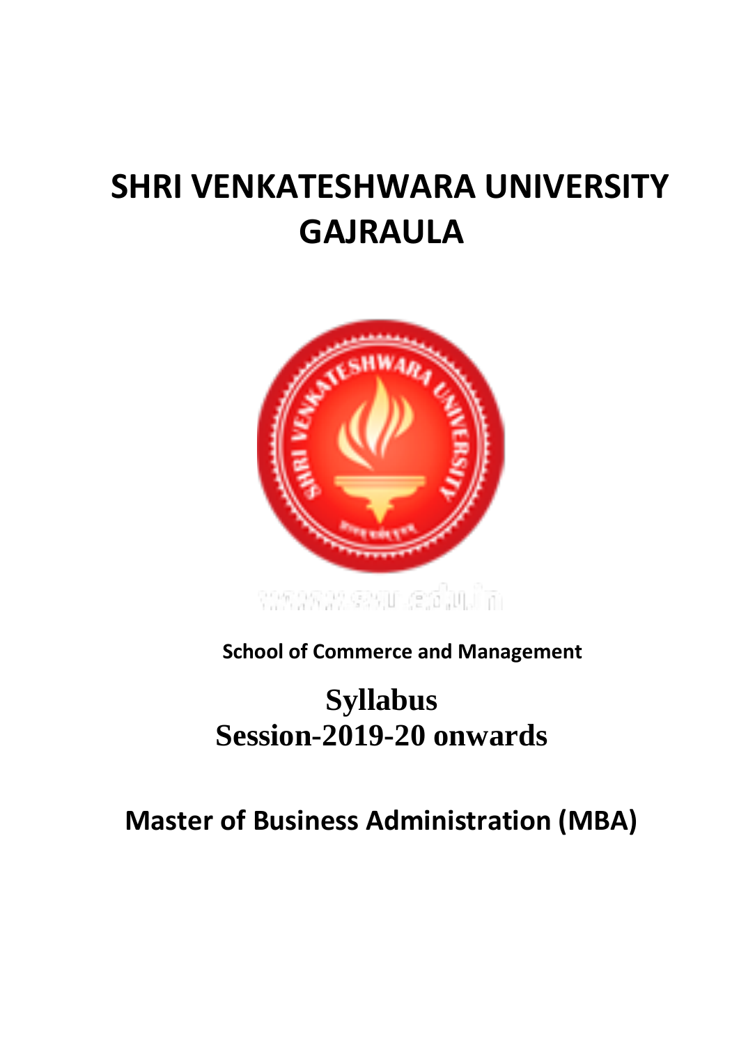# SHRI VENKATESHWARA UNIVERSITY GAJRAULA

**School of Commerce and Management**

## Syllabus
## Session-2019-20 onwards

# Master of Business Administration (MBA)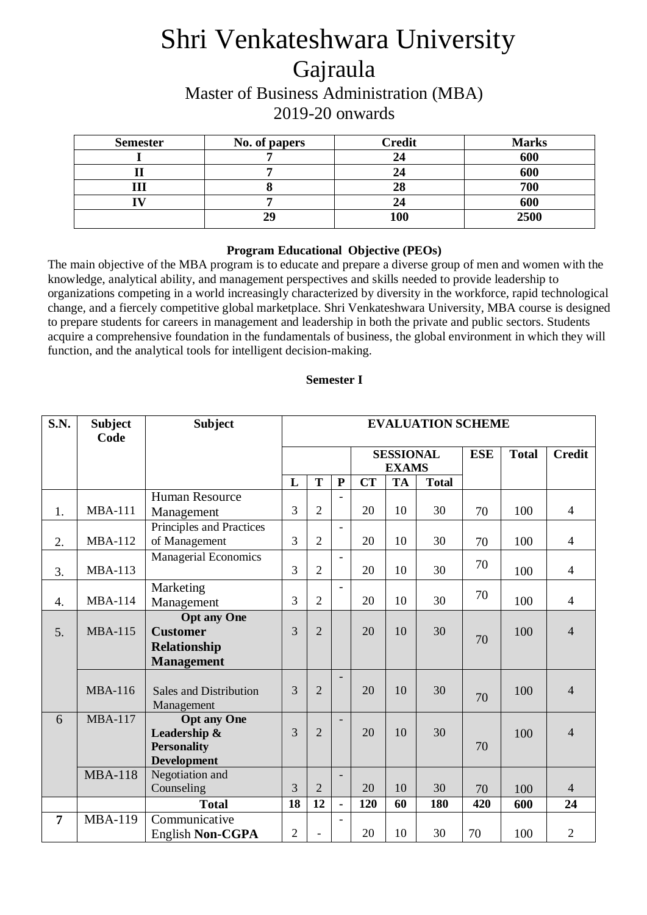# Shri Venkateshwara University

## Gajraula

### Master of Business Administration (MBA)

### 2019-20 onwards

| Semester | No. of papers | Credit | Marks |
|---|---|---|---|
| I | 7 | 24 | 600 |
| II | 7 | 24 | 600 |
| III | 8 | 28 | 700 |
| IV | 7 | 24 | 600 |
| | 29 | 100 | 2500 |

**Program Educational Objective (PEOs)**

The main objective of the MBA program is to educate and prepare a diverse group of men and women with the knowledge, analytical ability, and management perspectives and skills needed to provide leadership to organizations competing in a world increasingly characterized by diversity in the workforce, rapid technological change, and a fiercely competitive global marketplace. Shri Venkateshwara University, MBA course is designed to prepare students for careers in management and leadership in both the private and public sectors. Students acquire a comprehensive foundation in the fundamentals of business, the global environment in which they will function, and the analytical tools for intelligent decision-making.

**Semester I**

| S.N. | Subject Code | Subject | EVALUATION SCHEME | | | | | | | | |
|---|---|---|---|---|---|---|---|---|---|---|---|
| | | | | | | SESSIONAL EXAMS | | | ESE | Total | Credit |
| | | | L | T | P | CT | TA | Total | | | |
| 1. | MBA-111 | Human Resource Management | 3 | 2 | - | 20 | 10 | 30 | 70 | 100 | 4 |
| 2. | MBA-112 | Principles and Practices of Management | 3 | 2 | - | 20 | 10 | 30 | 70 | 100 | 4 |
| 3. | MBA-113 | Managerial Economics | 3 | 2 | - | 20 | 10 | 30 | 70 | 100 | 4 |
| 4. | MBA-114 | Marketing Management | 3 | 2 | - | 20 | 10 | 30 | 70 | 100 | 4 |
| 5. | MBA-115 | **Opt any One** **Customer Relationship Management** | 3 | 2 | | 20 | 10 | 30 | 70 | 100 | 4 |
| | MBA-116 | Sales and Distribution Management | 3 | 2 | - | 20 | 10 | 30 | 70 | 100 | 4 |
| 6 | MBA-117 | **Opt any One** **Leadership & Personality Development** | 3 | 2 | - | 20 | 10 | 30 | 70 | 100 | 4 |
| | MBA-118 | Negotiation and Counseling | 3 | 2 | - | 20 | 10 | 30 | 70 | 100 | 4 |
| | | **Total** | **18** | **12** | **-** | **120** | **60** | **180** | **420** | **600** | **24** |
| **7** | MBA-119 | Communicative English **Non-CGPA** | 2 | - | - | 20 | 10 | 30 | 70 | 100 | 2 |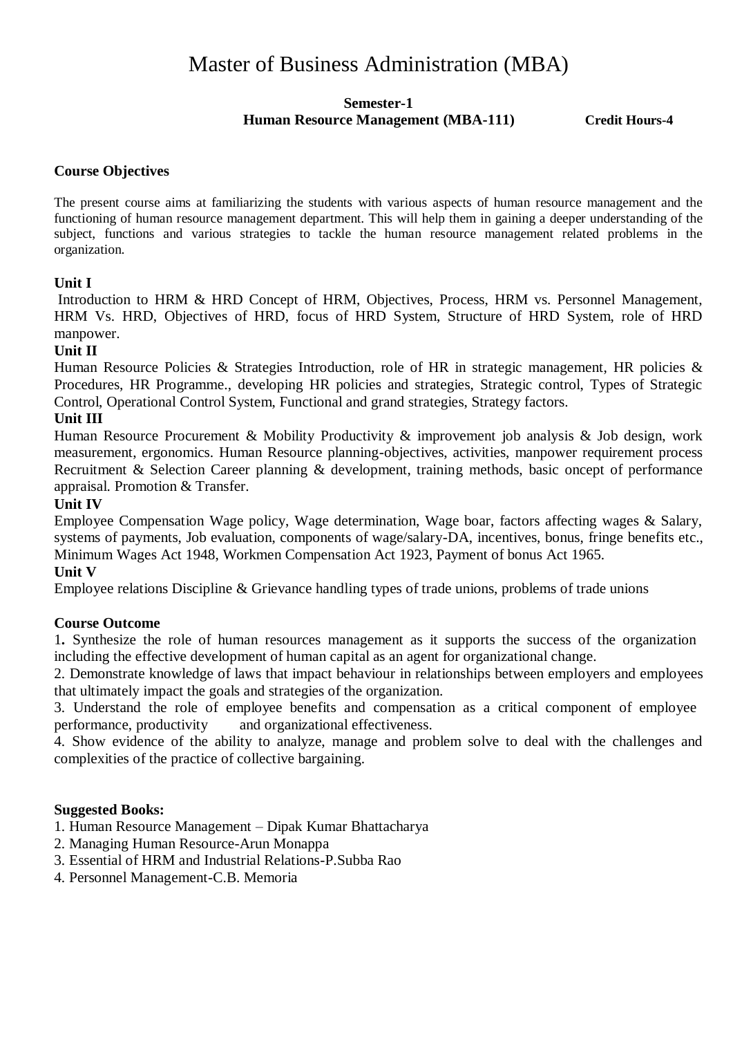# Master of Business Administration (MBA)

**Semester-1**

**Human Resource Management (MBA-111)** **Credit Hours-4**

**Course Objectives**

The present course aims at familiarizing the students with various aspects of human resource management and the functioning of human resource management department. This will help them in gaining a deeper understanding of the subject, functions and various strategies to tackle the human resource management related problems in the organization.

**Unit I**

Introduction to HRM & HRD Concept of HRM, Objectives, Process, HRM vs. Personnel Management, HRM Vs. HRD, Objectives of HRD, focus of HRD System, Structure of HRD System, role of HRD manpower.

**Unit II**

Human Resource Policies & Strategies Introduction, role of HR in strategic management, HR policies & Procedures, HR Programme., developing HR policies and strategies, Strategic control, Types of Strategic Control, Operational Control System, Functional and grand strategies, Strategy factors.

**Unit III**

Human Resource Procurement & Mobility Productivity & improvement job analysis & Job design, work measurement, ergonomics. Human Resource planning-objectives, activities, manpower requirement process Recruitment & Selection Career planning & development, training methods, basic oncept of performance appraisal. Promotion & Transfer.

**Unit IV**

Employee Compensation Wage policy, Wage determination, Wage boar, factors affecting wages & Salary, systems of payments, Job evaluation, components of wage/salary-DA, incentives, bonus, fringe benefits etc., Minimum Wages Act 1948, Workmen Compensation Act 1923, Payment of bonus Act 1965.

**Unit V**

Employee relations Discipline & Grievance handling types of trade unions, problems of trade unions

**Course Outcome**

1. Synthesize the role of human resources management as it supports the success of the organization including the effective development of human capital as an agent for organizational change.
2. Demonstrate knowledge of laws that impact behaviour in relationships between employers and employees that ultimately impact the goals and strategies of the organization.
3. Understand the role of employee benefits and compensation as a critical component of employee performance, productivity and organizational effectiveness.
4. Show evidence of the ability to analyze, manage and problem solve to deal with the challenges and complexities of the practice of collective bargaining.

**Suggested Books:**

1. Human Resource Management – Dipak Kumar Bhattacharya
2. Managing Human Resource-Arun Monappa
3. Essential of HRM and Industrial Relations-P.Subba Rao
4. Personnel Management-C.B. Memoria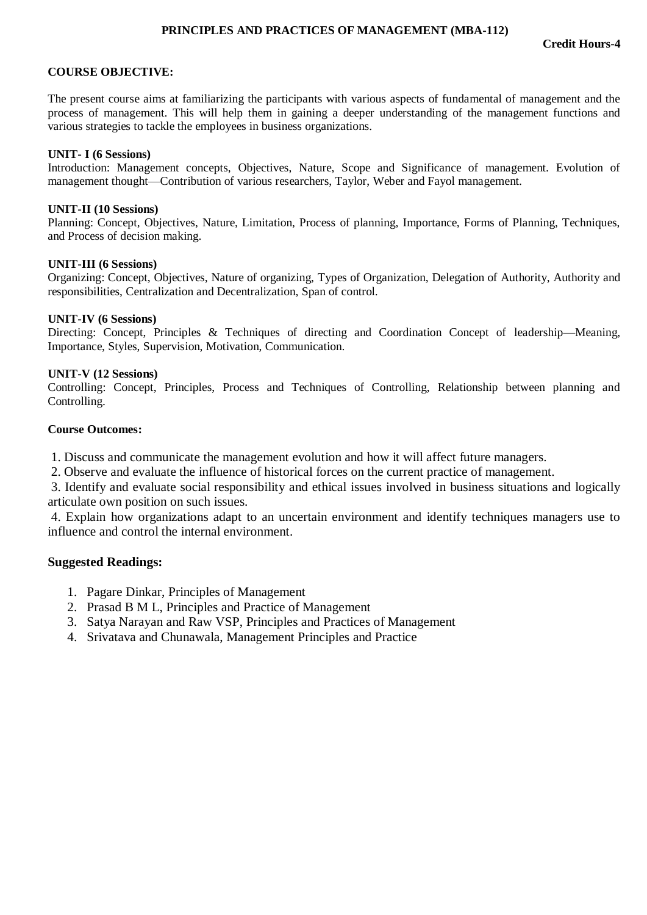## PRINCIPLES AND PRACTICES OF MANAGEMENT (MBA-112)

**Credit Hours-4**

**COURSE OBJECTIVE:**

The present course aims at familiarizing the participants with various aspects of fundamental of management and the process of management. This will help them in gaining a deeper understanding of the management functions and various strategies to tackle the employees in business organizations.

**UNIT- I (6 Sessions)**
Introduction: Management concepts, Objectives, Nature, Scope and Significance of management. Evolution of management thought—Contribution of various researchers, Taylor, Weber and Fayol management.

**UNIT-II (10 Sessions)**
Planning: Concept, Objectives, Nature, Limitation, Process of planning, Importance, Forms of Planning, Techniques, and Process of decision making.

**UNIT-III (6 Sessions)**
Organizing: Concept, Objectives, Nature of organizing, Types of Organization, Delegation of Authority, Authority and responsibilities, Centralization and Decentralization, Span of control.

**UNIT-IV (6 Sessions)**
Directing: Concept, Principles & Techniques of directing and Coordination Concept of leadership—Meaning, Importance, Styles, Supervision, Motivation, Communication.

**UNIT-V (12 Sessions)**
Controlling: Concept, Principles, Process and Techniques of Controlling, Relationship between planning and Controlling.

**Course Outcomes:**

1. Discuss and communicate the management evolution and how it will affect future managers.
2. Observe and evaluate the influence of historical forces on the current practice of management.
3. Identify and evaluate social responsibility and ethical issues involved in business situations and logically articulate own position on such issues.
4. Explain how organizations adapt to an uncertain environment and identify techniques managers use to influence and control the internal environment.

### Suggested Readings:

1. Pagare Dinkar, Principles of Management
2. Prasad B M L, Principles and Practice of Management
3. Satya Narayan and Raw VSP, Principles and Practices of Management
4. Srivatava and Chunawala, Management Principles and Practice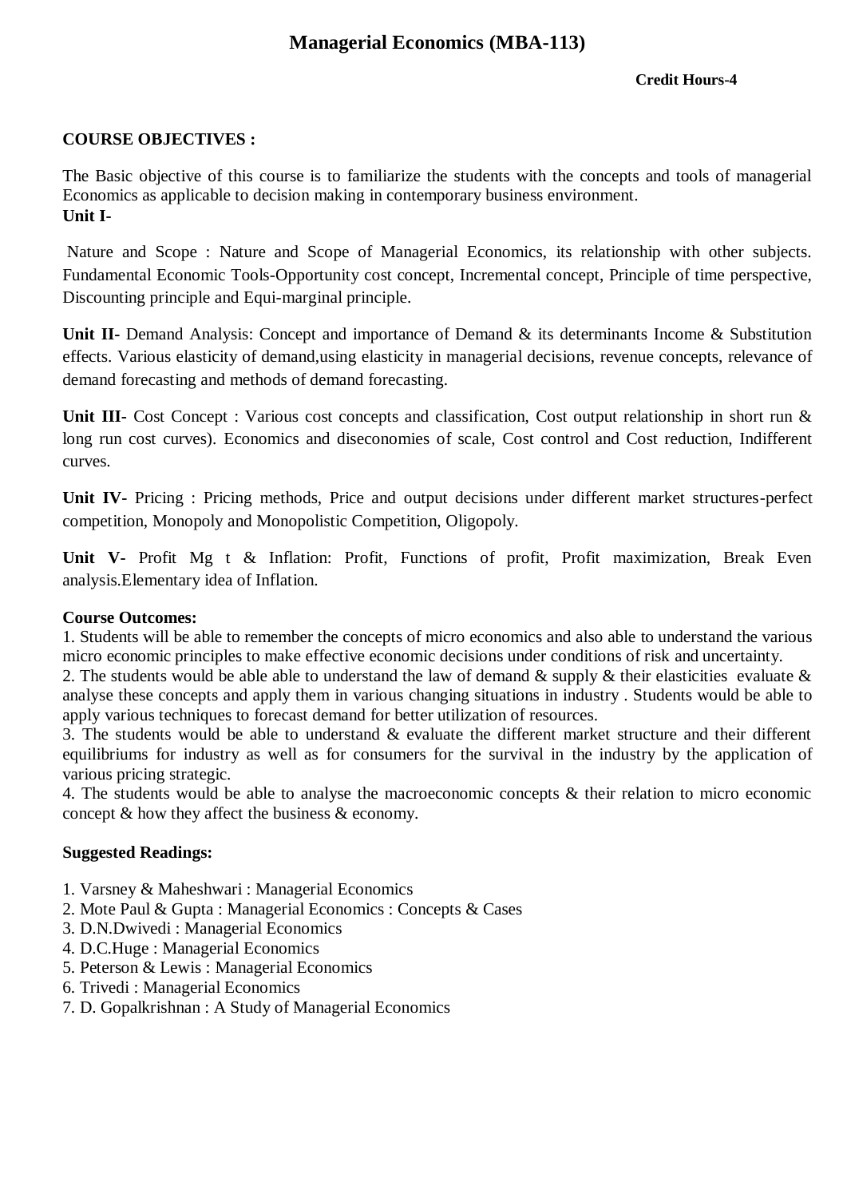# Managerial Economics (MBA-113)

**Credit Hours-4**

**COURSE OBJECTIVES :**

The Basic objective of this course is to familiarize the students with the concepts and tools of managerial Economics as applicable to decision making in contemporary business environment.

**Unit I-**

Nature and Scope : Nature and Scope of Managerial Economics, its relationship with other subjects. Fundamental Economic Tools-Opportunity cost concept, Incremental concept, Principle of time perspective, Discounting principle and Equi-marginal principle.

**Unit II-** Demand Analysis: Concept and importance of Demand & its determinants Income & Substitution effects. Various elasticity of demand,using elasticity in managerial decisions, revenue concepts, relevance of demand forecasting and methods of demand forecasting.

**Unit III-** Cost Concept : Various cost concepts and classification, Cost output relationship in short run & long run cost curves). Economics and diseconomies of scale, Cost control and Cost reduction, Indifferent curves.

**Unit IV-** Pricing : Pricing methods, Price and output decisions under different market structures-perfect competition, Monopoly and Monopolistic Competition, Oligopoly.

**Unit V-** Profit Mg t & Inflation: Profit, Functions of profit, Profit maximization, Break Even analysis.Elementary idea of Inflation.

**Course Outcomes:**

1. Students will be able to remember the concepts of micro economics and also able to understand the various micro economic principles to make effective economic decisions under conditions of risk and uncertainty.
2. The students would be able able to understand the law of demand & supply & their elasticities evaluate & analyse these concepts and apply them in various changing situations in industry . Students would be able to apply various techniques to forecast demand for better utilization of resources.
3. The students would be able to understand & evaluate the different market structure and their different equilibriums for industry as well as for consumers for the survival in the industry by the application of various pricing strategic.
4. The students would be able to analyse the macroeconomic concepts & their relation to micro economic concept & how they affect the business & economy.

**Suggested Readings:**

1. Varsney & Maheshwari : Managerial Economics
2. Mote Paul & Gupta : Managerial Economics : Concepts & Cases
3. D.N.Dwivedi : Managerial Economics
4. D.C.Huge : Managerial Economics
5. Peterson & Lewis : Managerial Economics
6. Trivedi : Managerial Economics
7. D. Gopalkrishnan : A Study of Managerial Economics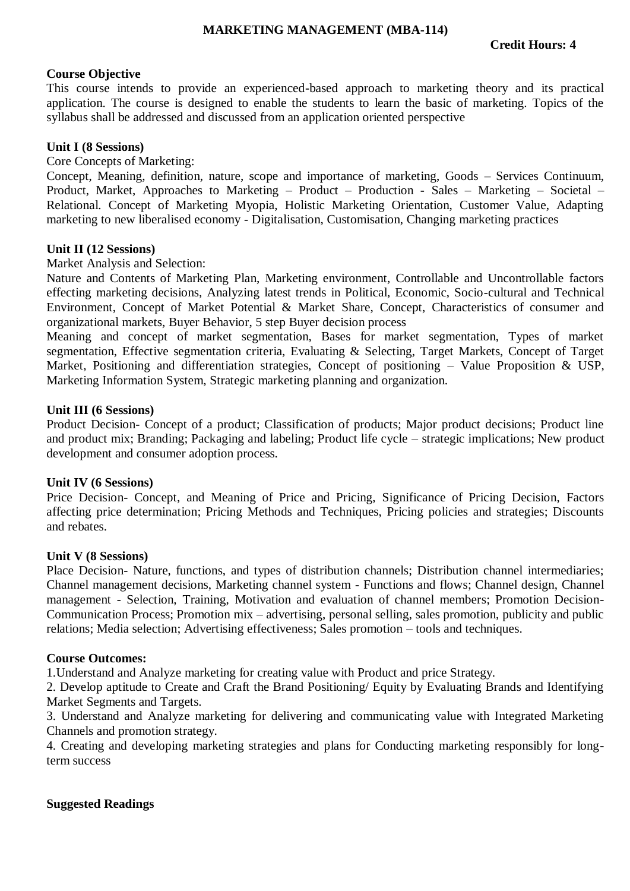# MARKETING MANAGEMENT (MBA-114)

**Credit Hours: 4**

**Course Objective**

This course intends to provide an experienced-based approach to marketing theory and its practical application. The course is designed to enable the students to learn the basic of marketing. Topics of the syllabus shall be addressed and discussed from an application oriented perspective

**Unit I (8 Sessions)**

Core Concepts of Marketing:

Concept, Meaning, definition, nature, scope and importance of marketing, Goods – Services Continuum, Product, Market, Approaches to Marketing – Product – Production - Sales – Marketing – Societal – Relational. Concept of Marketing Myopia, Holistic Marketing Orientation, Customer Value, Adapting marketing to new liberalised economy - Digitalisation, Customisation, Changing marketing practices

**Unit II (12 Sessions)**

Market Analysis and Selection:

Nature and Contents of Marketing Plan, Marketing environment, Controllable and Uncontrollable factors effecting marketing decisions, Analyzing latest trends in Political, Economic, Socio-cultural and Technical Environment, Concept of Market Potential & Market Share, Concept, Characteristics of consumer and organizational markets, Buyer Behavior, 5 step Buyer decision process

Meaning and concept of market segmentation, Bases for market segmentation, Types of market segmentation, Effective segmentation criteria, Evaluating & Selecting, Target Markets, Concept of Target Market, Positioning and differentiation strategies, Concept of positioning – Value Proposition & USP, Marketing Information System, Strategic marketing planning and organization.

**Unit III (6 Sessions)**

Product Decision- Concept of a product; Classification of products; Major product decisions; Product line and product mix; Branding; Packaging and labeling; Product life cycle – strategic implications; New product development and consumer adoption process.

**Unit IV (6 Sessions)**

Price Decision- Concept, and Meaning of Price and Pricing, Significance of Pricing Decision, Factors affecting price determination; Pricing Methods and Techniques, Pricing policies and strategies; Discounts and rebates.

**Unit V (8 Sessions)**

Place Decision- Nature, functions, and types of distribution channels; Distribution channel intermediaries; Channel management decisions, Marketing channel system - Functions and flows; Channel design, Channel management - Selection, Training, Motivation and evaluation of channel members; Promotion Decision- Communication Process; Promotion mix – advertising, personal selling, sales promotion, publicity and public relations; Media selection; Advertising effectiveness; Sales promotion – tools and techniques.

**Course Outcomes:**

1. Understand and Analyze marketing for creating value with Product and price Strategy.
2. Develop aptitude to Create and Craft the Brand Positioning/ Equity by Evaluating Brands and Identifying Market Segments and Targets.
3. Understand and Analyze marketing for delivering and communicating value with Integrated Marketing Channels and promotion strategy.
4. Creating and developing marketing strategies and plans for Conducting marketing responsibly for long-term success

**Suggested Readings**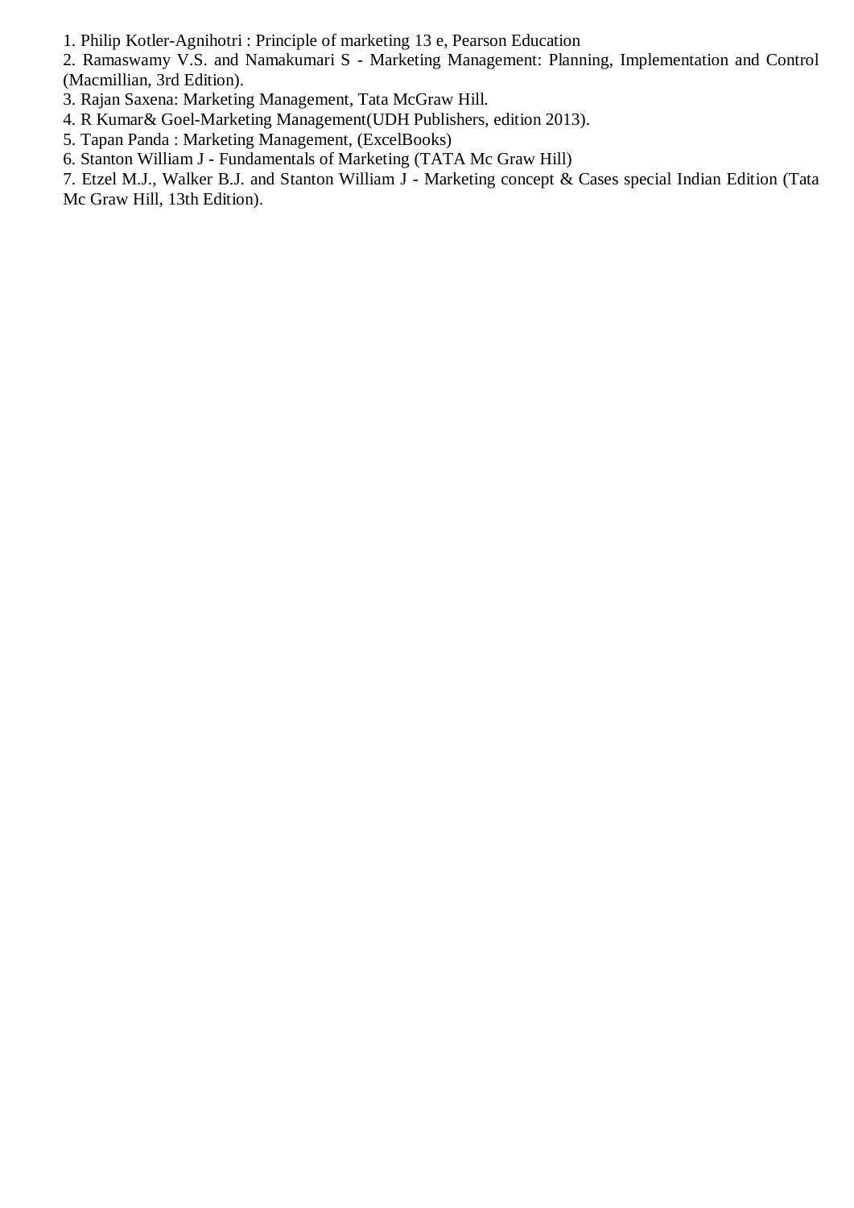1. Philip Kotler-Agnihotri : Principle of marketing 13 e, Pearson Education
2. Ramaswamy V.S. and Namakumari S - Marketing Management: Planning, Implementation and Control (Macmillian, 3rd Edition).
3. Rajan Saxena: Marketing Management, Tata McGraw Hill.
4. R Kumar& Goel-Marketing Management(UDH Publishers, edition 2013).
5. Tapan Panda : Marketing Management, (ExcelBooks)
6. Stanton William J - Fundamentals of Marketing (TATA Mc Graw Hill)
7. Etzel M.J., Walker B.J. and Stanton William J - Marketing concept & Cases special Indian Edition (Tata Mc Graw Hill, 13th Edition).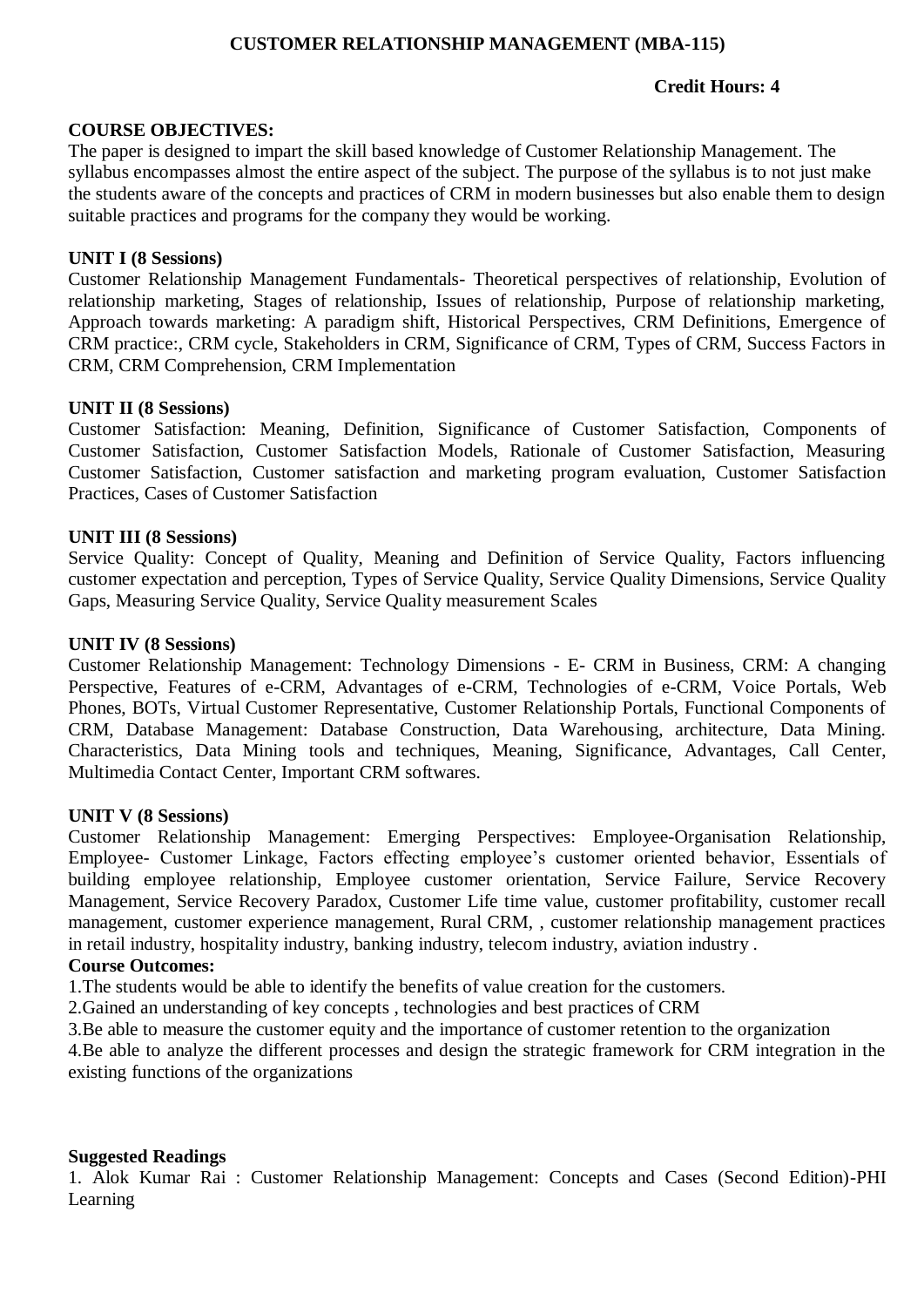# CUSTOMER RELATIONSHIP MANAGEMENT (MBA-115)

**Credit Hours: 4**

**COURSE OBJECTIVES:**

The paper is designed to impart the skill based knowledge of Customer Relationship Management. The syllabus encompasses almost the entire aspect of the subject. The purpose of the syllabus is to not just make the students aware of the concepts and practices of CRM in modern businesses but also enable them to design suitable practices and programs for the company they would be working.

**UNIT I (8 Sessions)**

Customer Relationship Management Fundamentals- Theoretical perspectives of relationship, Evolution of relationship marketing, Stages of relationship, Issues of relationship, Purpose of relationship marketing, Approach towards marketing: A paradigm shift, Historical Perspectives, CRM Definitions, Emergence of CRM practice:, CRM cycle, Stakeholders in CRM, Significance of CRM, Types of CRM, Success Factors in CRM, CRM Comprehension, CRM Implementation

**UNIT II (8 Sessions)**

Customer Satisfaction: Meaning, Definition, Significance of Customer Satisfaction, Components of Customer Satisfaction, Customer Satisfaction Models, Rationale of Customer Satisfaction, Measuring Customer Satisfaction, Customer satisfaction and marketing program evaluation, Customer Satisfaction Practices, Cases of Customer Satisfaction

**UNIT III (8 Sessions)**

Service Quality: Concept of Quality, Meaning and Definition of Service Quality, Factors influencing customer expectation and perception, Types of Service Quality, Service Quality Dimensions, Service Quality Gaps, Measuring Service Quality, Service Quality measurement Scales

**UNIT IV (8 Sessions)**

Customer Relationship Management: Technology Dimensions - E- CRM in Business, CRM: A changing Perspective, Features of e-CRM, Advantages of e-CRM, Technologies of e-CRM, Voice Portals, Web Phones, BOTs, Virtual Customer Representative, Customer Relationship Portals, Functional Components of CRM, Database Management: Database Construction, Data Warehousing, architecture, Data Mining. Characteristics, Data Mining tools and techniques, Meaning, Significance, Advantages, Call Center, Multimedia Contact Center, Important CRM softwares.

**UNIT V (8 Sessions)**

Customer Relationship Management: Emerging Perspectives: Employee-Organisation Relationship, Employee- Customer Linkage, Factors effecting employee's customer oriented behavior, Essentials of building employee relationship, Employee customer orientation, Service Failure, Service Recovery Management, Service Recovery Paradox, Customer Life time value, customer profitability, customer recall management, customer experience management, Rural CRM, , customer relationship management practices in retail industry, hospitality industry, banking industry, telecom industry, aviation industry .

**Course Outcomes:**

1.The students would be able to identify the benefits of value creation for the customers.

2.Gained an understanding of key concepts , technologies and best practices of CRM

3.Be able to measure the customer equity and the importance of customer retention to the organization

4.Be able to analyze the different processes and design the strategic framework for CRM integration in the existing functions of the organizations

**Suggested Readings**

1. Alok Kumar Rai : Customer Relationship Management: Concepts and Cases (Second Edition)-PHI Learning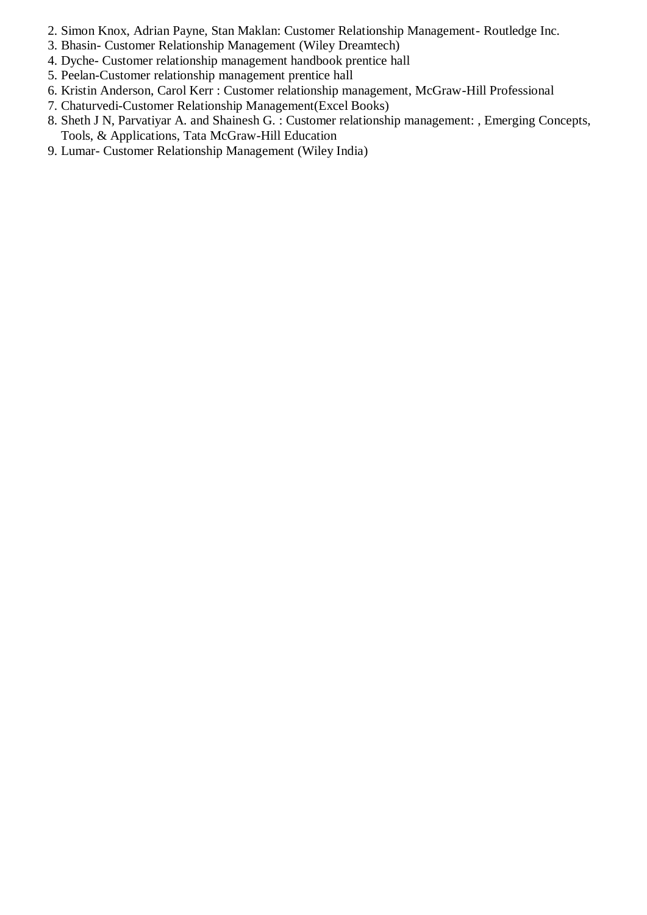2. Simon Knox, Adrian Payne, Stan Maklan: Customer Relationship Management- Routledge Inc.
3. Bhasin- Customer Relationship Management (Wiley Dreamtech)
4. Dyche- Customer relationship management handbook prentice hall
5. Peelan-Customer relationship management prentice hall
6. Kristin Anderson, Carol Kerr : Customer relationship management, McGraw-Hill Professional
7. Chaturvedi-Customer Relationship Management(Excel Books)
8. Sheth J N, Parvatiyar A. and Shainesh G. : Customer relationship management: , Emerging Concepts, Tools, & Applications, Tata McGraw-Hill Education
9. Lumar- Customer Relationship Management (Wiley India)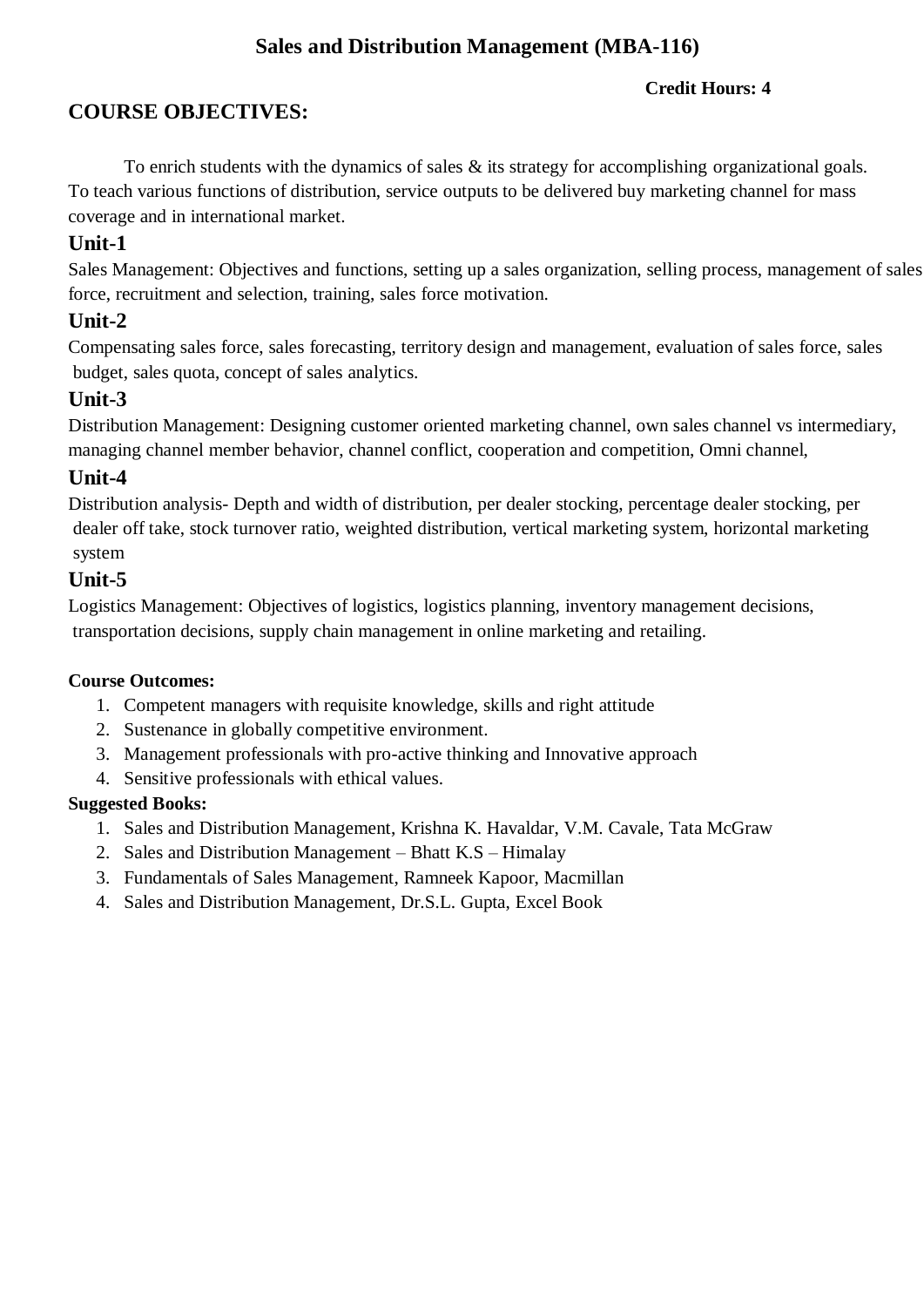# Sales and Distribution Management (MBA-116)

**Credit Hours: 4**

## COURSE OBJECTIVES:

To enrich students with the dynamics of sales & its strategy for accomplishing organizational goals. To teach various functions of distribution, service outputs to be delivered buy marketing channel for mass coverage and in international market.

### Unit-1

Sales Management: Objectives and functions, setting up a sales organization, selling process, management of sales force, recruitment and selection, training, sales force motivation.

### Unit-2

Compensating sales force, sales forecasting, territory design and management, evaluation of sales force, sales budget, sales quota, concept of sales analytics.

### Unit-3

Distribution Management: Designing customer oriented marketing channel, own sales channel vs intermediary, managing channel member behavior, channel conflict, cooperation and competition, Omni channel,

### Unit-4

Distribution analysis- Depth and width of distribution, per dealer stocking, percentage dealer stocking, per dealer off take, stock turnover ratio, weighted distribution, vertical marketing system, horizontal marketing system

### Unit-5

Logistics Management: Objectives of logistics, logistics planning, inventory management decisions, transportation decisions, supply chain management in online marketing and retailing.

**Course Outcomes:**

1. Competent managers with requisite knowledge, skills and right attitude
2. Sustenance in globally competitive environment.
3. Management professionals with pro-active thinking and Innovative approach
4. Sensitive professionals with ethical values.

**Suggested Books:**

1. Sales and Distribution Management, Krishna K. Havaldar, V.M. Cavale, Tata McGraw
2. Sales and Distribution Management – Bhatt K.S – Himalay
3. Fundamentals of Sales Management, Ramneek Kapoor, Macmillan
4. Sales and Distribution Management, Dr.S.L. Gupta, Excel Book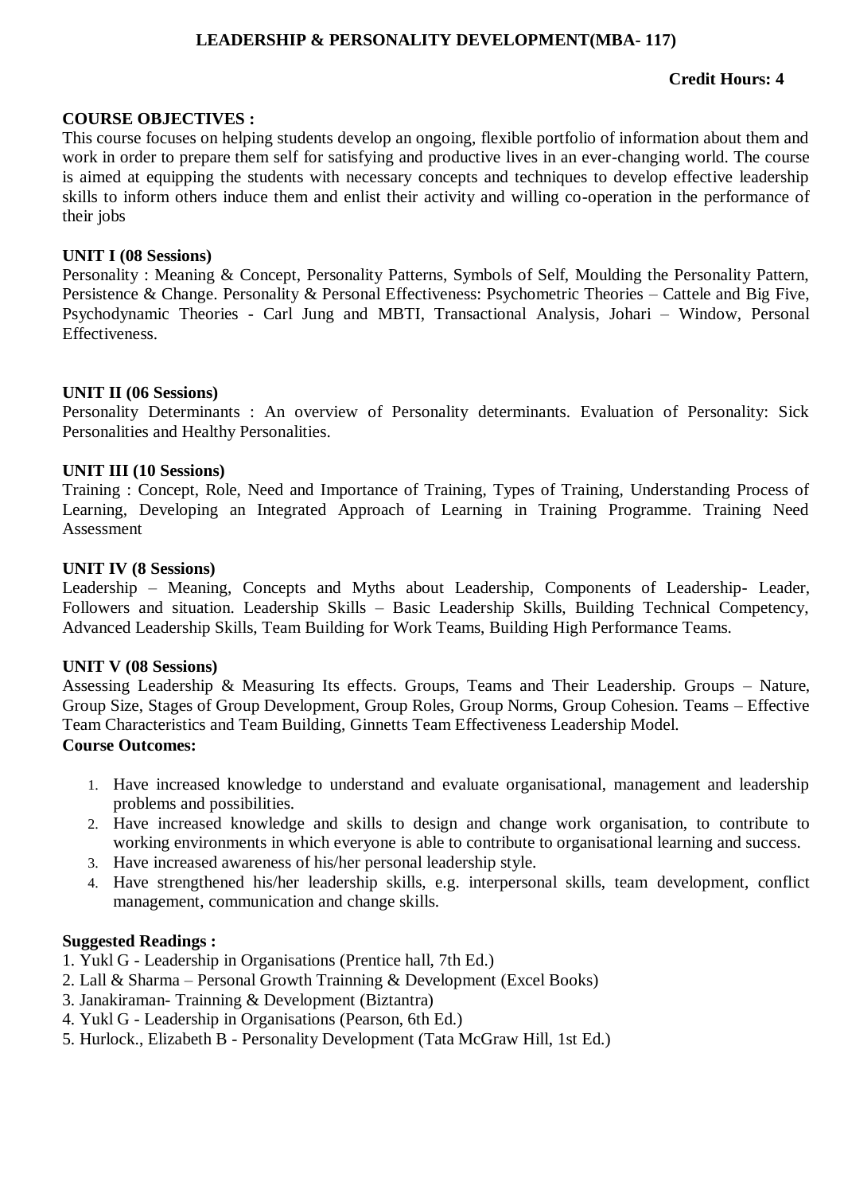# LEADERSHIP & PERSONALITY DEVELOPMENT(MBA- 117)

**Credit Hours: 4**

**COURSE OBJECTIVES :**

This course focuses on helping students develop an ongoing, flexible portfolio of information about them and work in order to prepare them self for satisfying and productive lives in an ever-changing world. The course is aimed at equipping the students with necessary concepts and techniques to develop effective leadership skills to inform others induce them and enlist their activity and willing co-operation in the performance of their jobs

**UNIT I (08 Sessions)**

Personality : Meaning & Concept, Personality Patterns, Symbols of Self, Moulding the Personality Pattern, Persistence & Change. Personality & Personal Effectiveness: Psychometric Theories – Cattele and Big Five, Psychodynamic Theories - Carl Jung and MBTI, Transactional Analysis, Johari – Window, Personal Effectiveness.

**UNIT II (06 Sessions)**

Personality Determinants : An overview of Personality determinants. Evaluation of Personality: Sick Personalities and Healthy Personalities.

**UNIT III (10 Sessions)**

Training : Concept, Role, Need and Importance of Training, Types of Training, Understanding Process of Learning, Developing an Integrated Approach of Learning in Training Programme. Training Need Assessment

**UNIT IV (8 Sessions)**

Leadership – Meaning, Concepts and Myths about Leadership, Components of Leadership- Leader, Followers and situation. Leadership Skills – Basic Leadership Skills, Building Technical Competency, Advanced Leadership Skills, Team Building for Work Teams, Building High Performance Teams.

**UNIT V (08 Sessions)**

Assessing Leadership & Measuring Its effects. Groups, Teams and Their Leadership. Groups – Nature, Group Size, Stages of Group Development, Group Roles, Group Norms, Group Cohesion. Teams – Effective Team Characteristics and Team Building, Ginnetts Team Effectiveness Leadership Model.

**Course Outcomes:**

1. Have increased knowledge to understand and evaluate organisational, management and leadership problems and possibilities.
2. Have increased knowledge and skills to design and change work organisation, to contribute to working environments in which everyone is able to contribute to organisational learning and success.
3. Have increased awareness of his/her personal leadership style.
4. Have strengthened his/her leadership skills, e.g. interpersonal skills, team development, conflict management, communication and change skills.

**Suggested Readings :**

1. Yukl G - Leadership in Organisations (Prentice hall, 7th Ed.)
2. Lall & Sharma – Personal Growth Trainning & Development (Excel Books)
3. Janakiraman- Trainning & Development (Biztantra)
4. Yukl G - Leadership in Organisations (Pearson, 6th Ed.)
5. Hurlock., Elizabeth B - Personality Development (Tata McGraw Hill, 1st Ed.)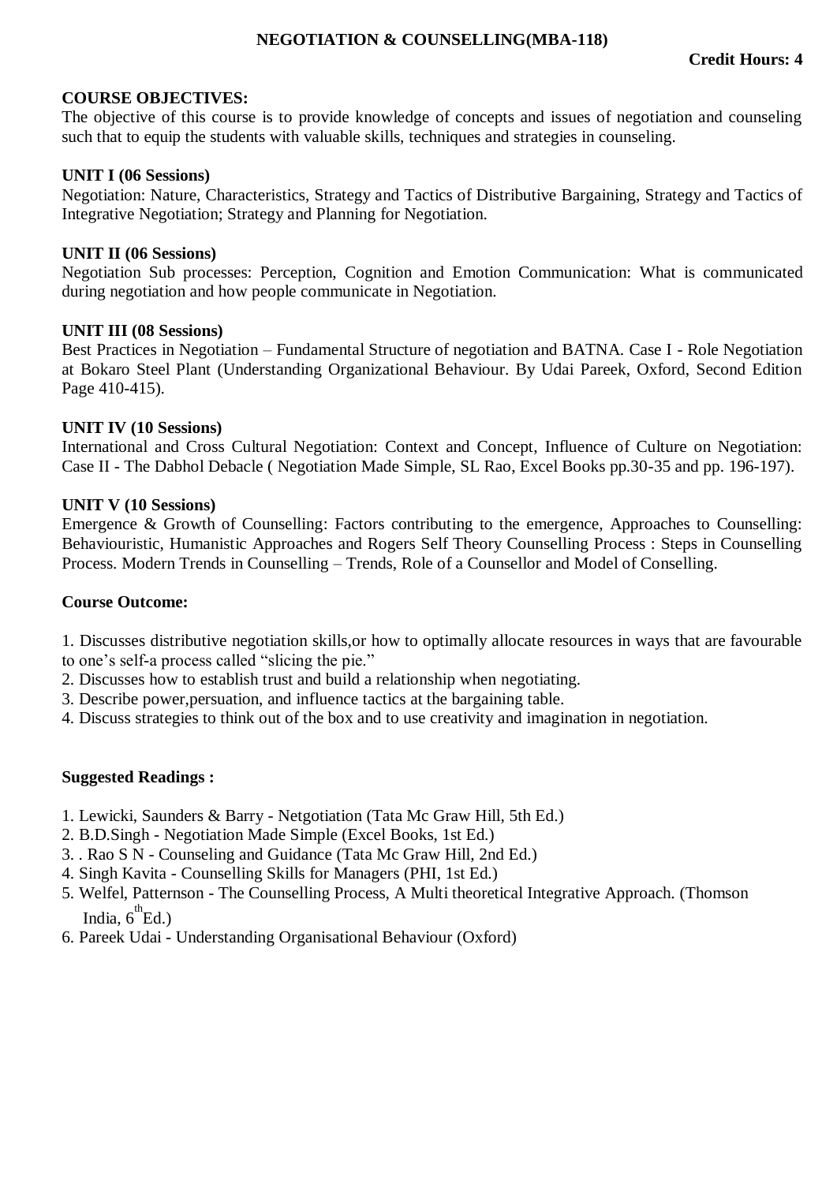# NEGOTIATION & COUNSELLING(MBA-118)

**Credit Hours: 4**

**COURSE OBJECTIVES:**
The objective of this course is to provide knowledge of concepts and issues of negotiation and counseling such that to equip the students with valuable skills, techniques and strategies in counseling.

**UNIT I (06 Sessions)**
Negotiation: Nature, Characteristics, Strategy and Tactics of Distributive Bargaining, Strategy and Tactics of Integrative Negotiation; Strategy and Planning for Negotiation.

**UNIT II (06 Sessions)**
Negotiation Sub processes: Perception, Cognition and Emotion Communication: What is communicated during negotiation and how people communicate in Negotiation.

**UNIT III (08 Sessions)**
Best Practices in Negotiation – Fundamental Structure of negotiation and BATNA. Case I - Role Negotiation at Bokaro Steel Plant (Understanding Organizational Behaviour. By Udai Pareek, Oxford, Second Edition Page 410-415).

**UNIT IV (10 Sessions)**
International and Cross Cultural Negotiation: Context and Concept, Influence of Culture on Negotiation: Case II - The Dabhol Debacle ( Negotiation Made Simple, SL Rao, Excel Books pp.30-35 and pp. 196-197).

**UNIT V (10 Sessions)**
Emergence & Growth of Counselling: Factors contributing to the emergence, Approaches to Counselling: Behaviouristic, Humanistic Approaches and Rogers Self Theory Counselling Process : Steps in Counselling Process. Modern Trends in Counselling – Trends, Role of a Counsellor and Model of Conselling.

**Course Outcome:**

1. Discusses distributive negotiation skills,or how to optimally allocate resources in ways that are favourable to one's self-a process called "slicing the pie."
2. Discusses how to establish trust and build a relationship when negotiating.
3. Describe power,persuation, and influence tactics at the bargaining table.
4. Discuss strategies to think out of the box and to use creativity and imagination in negotiation.

**Suggested Readings :**

1. Lewicki, Saunders & Barry - Netgotiation (Tata Mc Graw Hill, 5th Ed.)
2. B.D.Singh - Negotiation Made Simple (Excel Books, 1st Ed.)
3. . Rao S N - Counseling and Guidance (Tata Mc Graw Hill, 2nd Ed.)
4. Singh Kavita - Counselling Skills for Managers (PHI, 1st Ed.)
5. Welfel, Patternson - The Counselling Process, A Multi theoretical Integrative Approach. (Thomson India, 6th Ed.)
6. Pareek Udai - Understanding Organisational Behaviour (Oxford)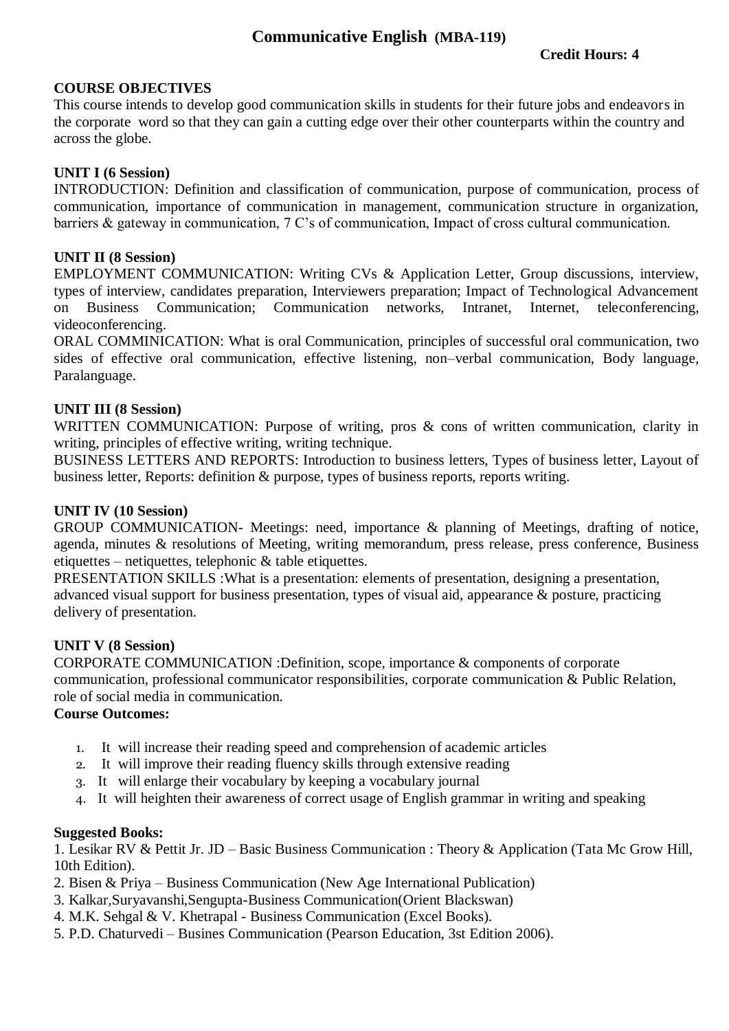# Communicative English (MBA-119)

**Credit Hours: 4**

**COURSE OBJECTIVES**

This course intends to develop good communication skills in students for their future jobs and endeavors in the corporate word so that they can gain a cutting edge over their other counterparts within the country and across the globe.

**UNIT I (6 Session)**

INTRODUCTION: Definition and classification of communication, purpose of communication, process of communication, importance of communication in management, communication structure in organization, barriers & gateway in communication, 7 C's of communication, Impact of cross cultural communication.

**UNIT II (8 Session)**

EMPLOYMENT COMMUNICATION: Writing CVs & Application Letter, Group discussions, interview, types of interview, candidates preparation, Interviewers preparation; Impact of Technological Advancement on Business Communication; Communication networks, Intranet, Internet, teleconferencing, videoconferencing.

ORAL COMMINICATION: What is oral Communication, principles of successful oral communication, two sides of effective oral communication, effective listening, non–verbal communication, Body language, Paralanguage.

**UNIT III (8 Session)**

WRITTEN COMMUNICATION: Purpose of writing, pros & cons of written communication, clarity in writing, principles of effective writing, writing technique.

BUSINESS LETTERS AND REPORTS: Introduction to business letters, Types of business letter, Layout of business letter, Reports: definition & purpose, types of business reports, reports writing.

**UNIT IV (10 Session)**

GROUP COMMUNICATION- Meetings: need, importance & planning of Meetings, drafting of notice, agenda, minutes & resolutions of Meeting, writing memorandum, press release, press conference, Business etiquettes – netiquettes, telephonic & table etiquettes.

PRESENTATION SKILLS :What is a presentation: elements of presentation, designing a presentation, advanced visual support for business presentation, types of visual aid, appearance & posture, practicing delivery of presentation.

**UNIT V (8 Session)**

CORPORATE COMMUNICATION :Definition, scope, importance & components of corporate communication, professional communicator responsibilities, corporate communication & Public Relation, role of social media in communication.

**Course Outcomes:**

1. It will increase their reading speed and comprehension of academic articles
2. It will improve their reading fluency skills through extensive reading
3. It will enlarge their vocabulary by keeping a vocabulary journal
4. It will heighten their awareness of correct usage of English grammar in writing and speaking

**Suggested Books:**

1. Lesikar RV & Pettit Jr. JD – Basic Business Communication : Theory & Application (Tata Mc Grow Hill, 10th Edition).
2. Bisen & Priya – Business Communication (New Age International Publication)
3. Kalkar,Suryavanshi,Sengupta-Business Communication(Orient Blackswan)
4. M.K. Sehgal & V. Khetrapal - Business Communication (Excel Books).
5. P.D. Chaturvedi – Busines Communication (Pearson Education, 3st Edition 2006).